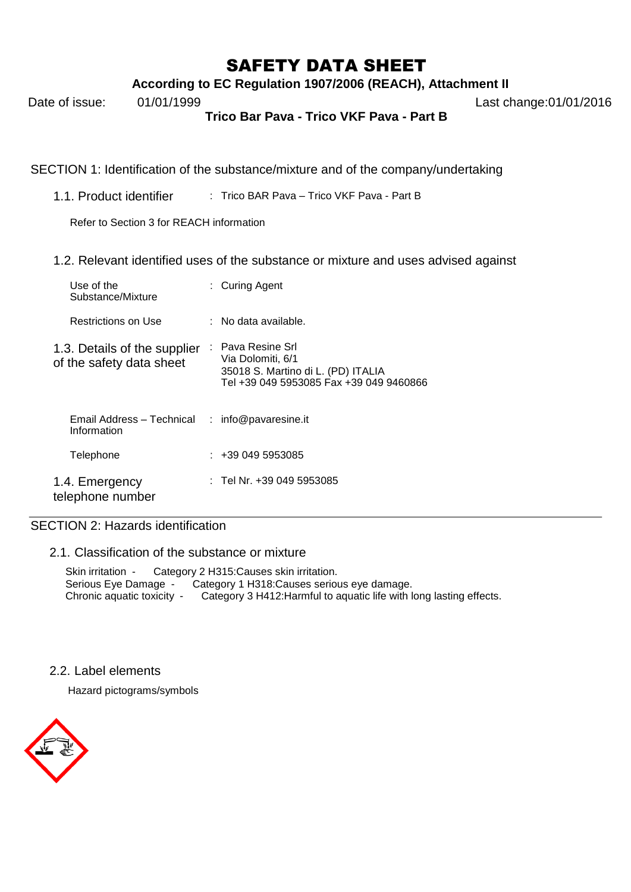# SAFETY DATA SHEET

**According to EC Regulation 1907/2006 (REACH), Attachment II**

Date of issue: 01/01/1999 Last change:01/01/2016

**Trico Bar Pava - Trico VKF Pava - Part B**

## SECTION 1: Identification of the substance/mixture and of the company/undertaking

### 1.1. Product identifier

: Trico BAR Pava – Trico VKF Pava - Part B

Refer to Section 3 for REACH information

### 1.2. Relevant identified uses of the substance or mixture and uses advised against

| | |
|---|---|
| Use of the Substance/Mixture | : Curing Agent |
| Restrictions on Use | : No data available. |

### 1.3. Details of the supplier of the safety data sheet

: Pava Resine Srl
Via Dolomiti, 6/1
35018 S. Martino di L. (PD) ITALIA
Tel +39 049 5953085 Fax +39 049 9460866

| | |
|---|---|
| Email Address – Technical Information | : info@pavaresine.it |
| Telephone | : +39 049 5953085 |

### 1.4. Emergency telephone number

: Tel Nr. +39 049 5953085

## SECTION 2: Hazards identification

### 2.1. Classification of the substance or mixture

Skin irritation - Category 2 H315:Causes skin irritation.
Serious Eye Damage - Category 1 H318:Causes serious eye damage.
Chronic aquatic toxicity - Category 3 H412:Harmful to aquatic life with long lasting effects.

### 2.2. Label elements

Hazard pictograms/symbols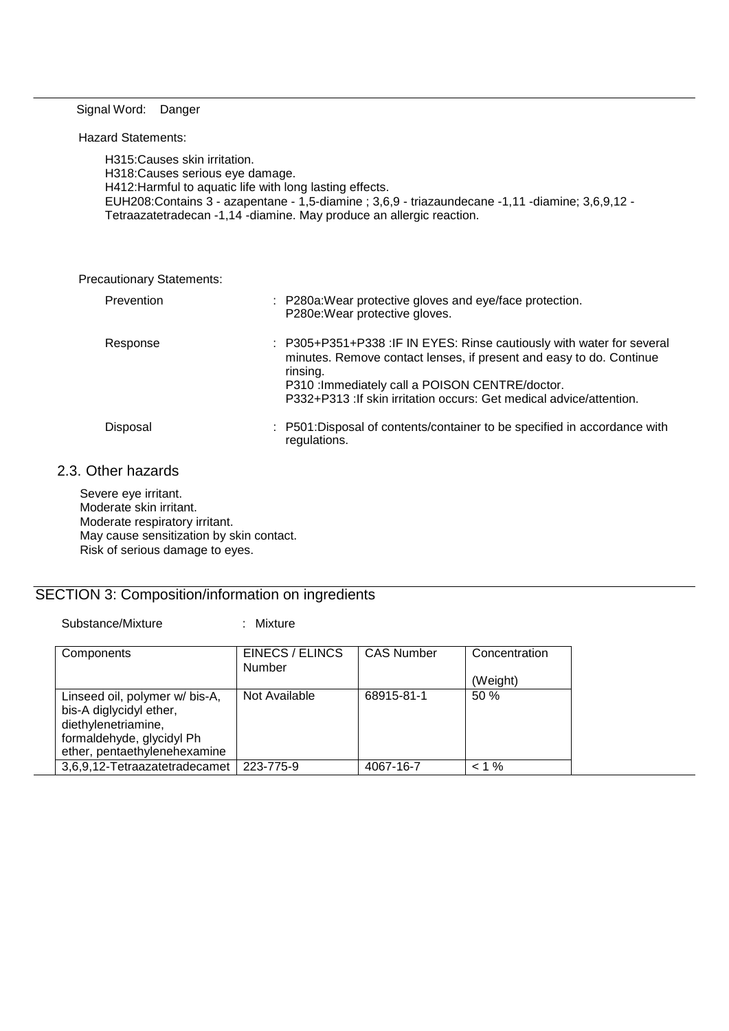Signal Word: Danger

Hazard Statements:

H315:Causes skin irritation.
H318:Causes serious eye damage.
H412:Harmful to aquatic life with long lasting effects.
EUH208:Contains 3 - azapentane - 1,5-diamine ; 3,6,9 - triazaundecane -1,11 -diamine; 3,6,9,12 - Tetraazatetradecan -1,14 -diamine. May produce an allergic reaction.

Precautionary Statements:

| | |
|---|---|
| Prevention | : P280a:Wear protective gloves and eye/face protection.<br>P280e:Wear protective gloves. |
| Response | : P305+P351+P338 :IF IN EYES: Rinse cautiously with water for several minutes. Remove contact lenses, if present and easy to do. Continue rinsing.<br>P310 :Immediately call a POISON CENTRE/doctor.<br>P332+P313 :If skin irritation occurs: Get medical advice/attention. |
| Disposal | : P501:Disposal of contents/container to be specified in accordance with regulations. |

## 2.3. Other hazards

Severe eye irritant.
Moderate skin irritant.
Moderate respiratory irritant.
May cause sensitization by skin contact.
Risk of serious damage to eyes.

# SECTION 3: Composition/information on ingredients

Substance/Mixture : Mixture

| Components | EINECS / ELINCS Number | CAS Number | Concentration (Weight) |
|---|---|---|---|
| Linseed oil, polymer w/ bis-A, bis-A diglycidyl ether, diethylenetriamine, formaldehyde, glycidyl Ph ether, pentaethylenehexamine | Not Available | 68915-81-1 | 50 % |
| 3,6,9,12-Tetraazatetradecamet | 223-775-9 | 4067-16-7 | < 1 % |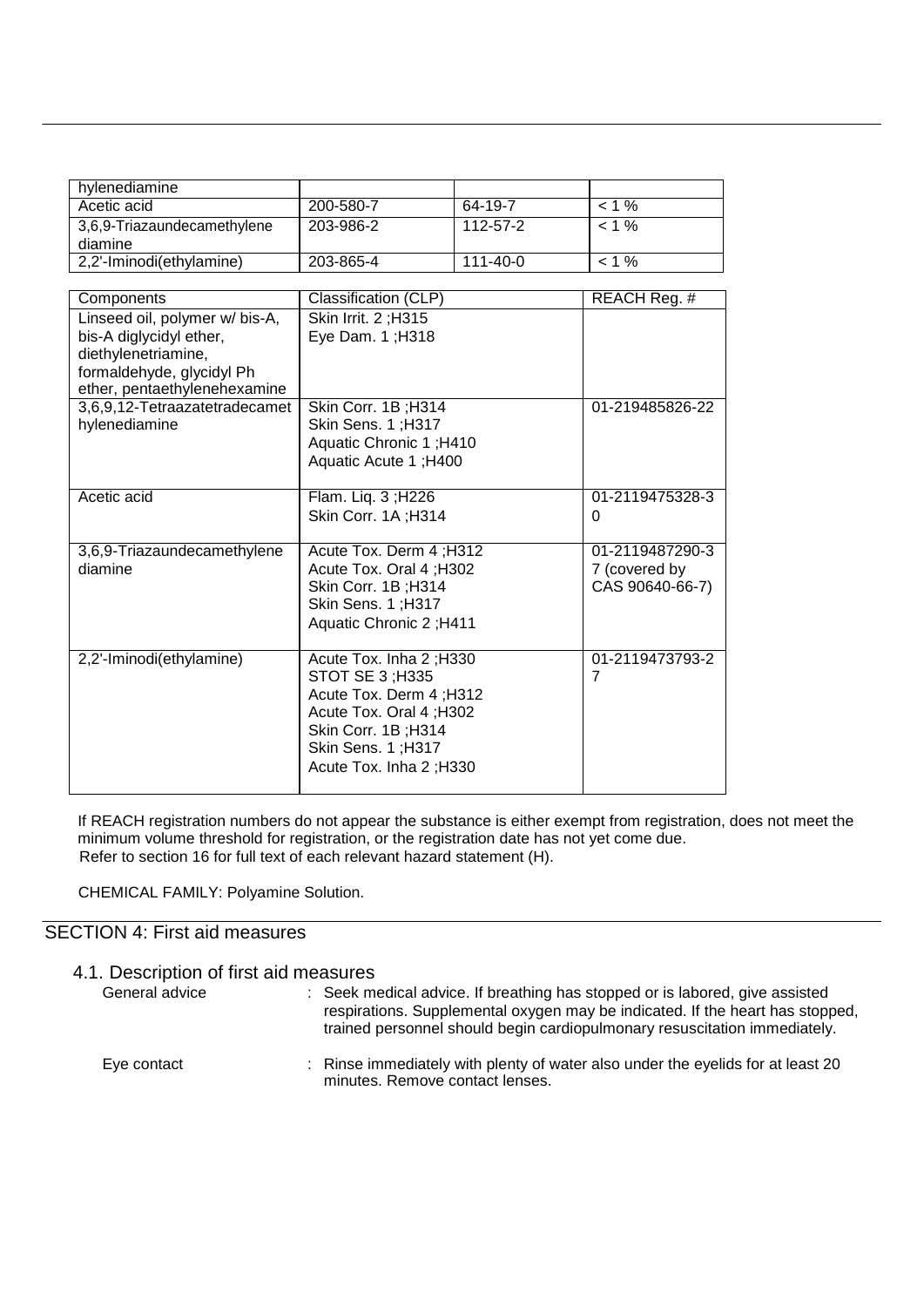| hylenediamine | | | |
|---|---|---|---|
| Acetic acid | 200-580-7 | 64-19-7 | < 1 % |
| 3,6,9-Triazaundecamethylene diamine | 203-986-2 | 112-57-2 | < 1 % |
| 2,2'-Iminodi(ethylamine) | 203-865-4 | 111-40-0 | < 1 % |

| Components | Classification (CLP) | REACH Reg. # |
|---|---|---|
| Linseed oil, polymer w/ bis-A, bis-A diglycidyl ether, diethylenetriamine, formaldehyde, glycidyl Ph ether, pentaethylenehexamine | Skin Irrit. 2 ;H315<br>Eye Dam. 1 ;H318 | |
| 3,6,9,12-Tetraazatetradecamethylenediamine | Skin Corr. 1B ;H314<br>Skin Sens. 1 ;H317<br>Aquatic Chronic 1 ;H410<br>Aquatic Acute 1 ;H400 | 01-219485826-22 |
| Acetic acid | Flam. Liq. 3 ;H226<br>Skin Corr. 1A ;H314 | 01-2119475328-30 |
| 3,6,9-Triazaundecamethylene diamine | Acute Tox. Derm 4 ;H312<br>Acute Tox. Oral 4 ;H302<br>Skin Corr. 1B ;H314<br>Skin Sens. 1 ;H317<br>Aquatic Chronic 2 ;H411 | 01-2119487290-37 (covered by CAS 90640-66-7) |
| 2,2'-Iminodi(ethylamine) | Acute Tox. Inha 2 ;H330<br>STOT SE 3 ;H335<br>Acute Tox. Derm 4 ;H312<br>Acute Tox. Oral 4 ;H302<br>Skin Corr. 1B ;H314<br>Skin Sens. 1 ;H317<br>Acute Tox. Inha 2 ;H330 | 01-2119473793-27 |

If REACH registration numbers do not appear the substance is either exempt from registration, does not meet the minimum volume threshold for registration, or the registration date has not yet come due.
Refer to section 16 for full text of each relevant hazard statement (H).

CHEMICAL FAMILY: Polyamine Solution.

## SECTION 4: First aid measures

### 4.1. Description of first aid measures

General advice : Seek medical advice. If breathing has stopped or is labored, give assisted respirations. Supplemental oxygen may be indicated. If the heart has stopped, trained personnel should begin cardiopulmonary resuscitation immediately.

Eye contact : Rinse immediately with plenty of water also under the eyelids for at least 20 minutes. Remove contact lenses.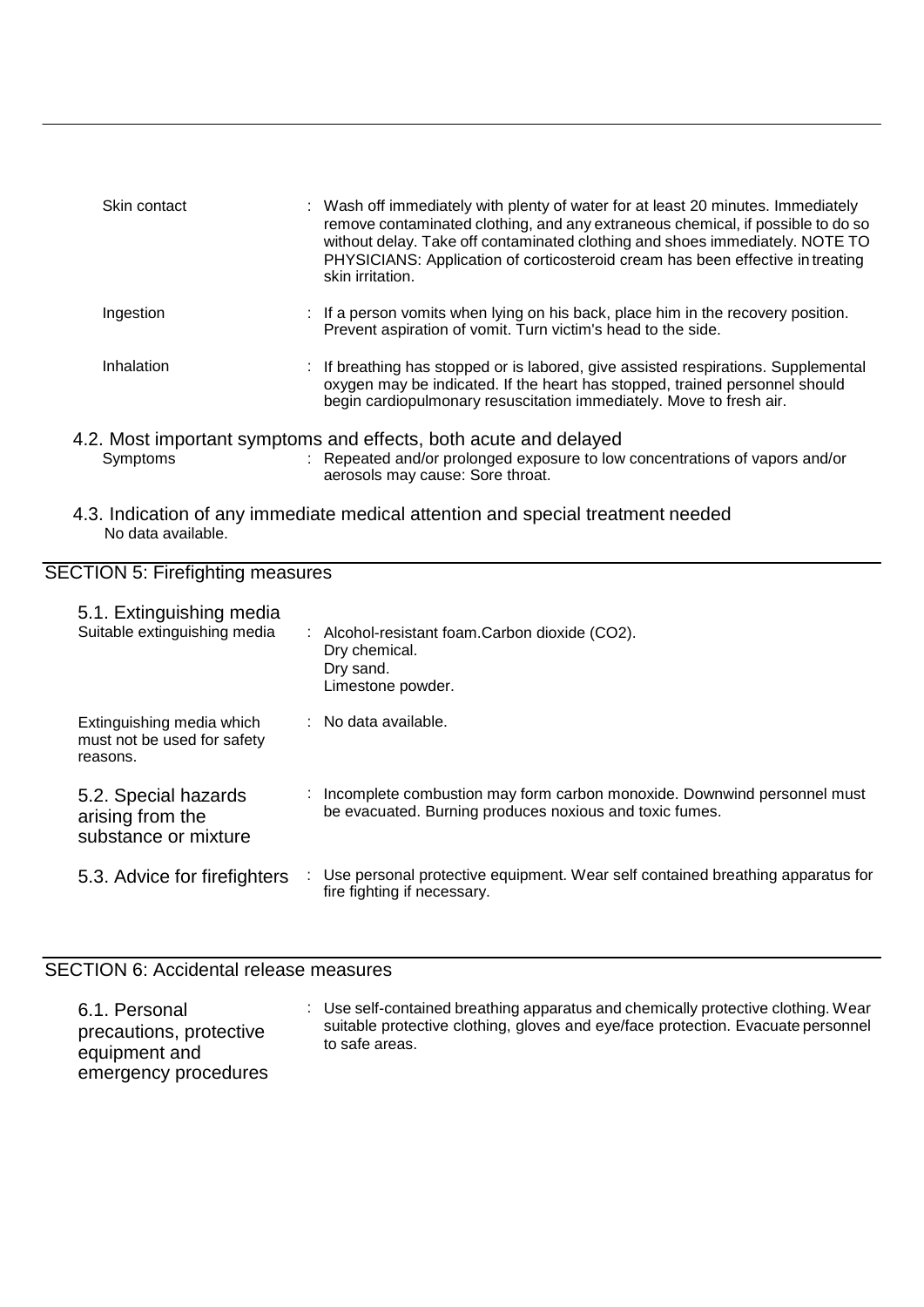| | |
|---|---|
| Skin contact | : Wash off immediately with plenty of water for at least 20 minutes. Immediately remove contaminated clothing, and any extraneous chemical, if possible to do so without delay. Take off contaminated clothing and shoes immediately. NOTE TO PHYSICIANS: Application of corticosteroid cream has been effective in treating skin irritation. |
| Ingestion | : If a person vomits when lying on his back, place him in the recovery position. Prevent aspiration of vomit. Turn victim's head to the side. |
| Inhalation | : If breathing has stopped or is labored, give assisted respirations. Supplemental oxygen may be indicated. If the heart has stopped, trained personnel should begin cardiopulmonary resuscitation immediately. Move to fresh air. |

### 4.2. Most important symptoms and effects, both acute and delayed

| | |
|---|---|
| Symptoms | : Repeated and/or prolonged exposure to low concentrations of vapors and/or aerosols may cause: Sore throat. |

### 4.3. Indication of any immediate medical attention and special treatment needed

No data available.

## SECTION 5: Firefighting measures

### 5.1. Extinguishing media

| | |
|---|---|
| Suitable extinguishing media | : Alcohol-resistant foam.Carbon dioxide ($CO_2$).<br>Dry chemical.<br>Dry sand.<br>Limestone powder. |
| Extinguishing media which must not be used for safety reasons. | : No data available. |

| | |
|---|---|
| 5.2. Special hazards arising from the substance or mixture | : Incomplete combustion may form carbon monoxide. Downwind personnel must be evacuated. Burning produces noxious and toxic fumes. |
| 5.3. Advice for firefighters | : Use personal protective equipment. Wear self contained breathing apparatus for fire fighting if necessary. |

## SECTION 6: Accidental release measures

| | |
|---|---|
| 6.1. Personal precautions, protective equipment and emergency procedures | : Use self-contained breathing apparatus and chemically protective clothing. Wear suitable protective clothing, gloves and eye/face protection. Evacuate personnel to safe areas. |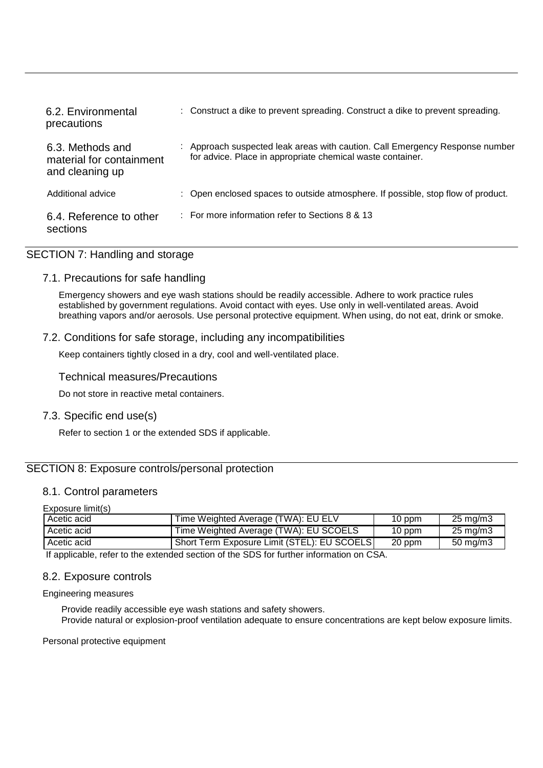| | | |
|---|---|---|
| 6.2. Environmental precautions | : | Construct a dike to prevent spreading. Construct a dike to prevent spreading. |
| 6.3. Methods and material for containment and cleaning up | : | Approach suspected leak areas with caution. Call Emergency Response number for advice. Place in appropriate chemical waste container. |
| Additional advice | : | Open enclosed spaces to outside atmosphere. If possible, stop flow of product. |
| 6.4. Reference to other sections | : | For more information refer to Sections 8 & 13 |

## SECTION 7: Handling and storage

### 7.1. Precautions for safe handling

Emergency showers and eye wash stations should be readily accessible. Adhere to work practice rules established by government regulations. Avoid contact with eyes. Use only in well-ventilated areas. Avoid breathing vapors and/or aerosols. Use personal protective equipment. When using, do not eat, drink or smoke.

### 7.2. Conditions for safe storage, including any incompatibilities

Keep containers tightly closed in a dry, cool and well-ventilated place.

#### Technical measures/Precautions

Do not store in reactive metal containers.

### 7.3. Specific end use(s)

Refer to section 1 or the extended SDS if applicable.

## SECTION 8: Exposure controls/personal protection

### 8.1. Control parameters

Exposure limit(s)

| | | | |
|---|---|---|---|
| Acetic acid | Time Weighted Average (TWA): EU ELV | 10 ppm | 25 mg/m3 |
| Acetic acid | Time Weighted Average (TWA): EU SCOELS | 10 ppm | 25 mg/m3 |
| Acetic acid | Short Term Exposure Limit (STEL): EU SCOELS | 20 ppm | 50 mg/m3 |

If applicable, refer to the extended section of the SDS for further information on CSA.

### 8.2. Exposure controls

Engineering measures

Provide readily accessible eye wash stations and safety showers.
Provide natural or explosion-proof ventilation adequate to ensure concentrations are kept below exposure limits.

Personal protective equipment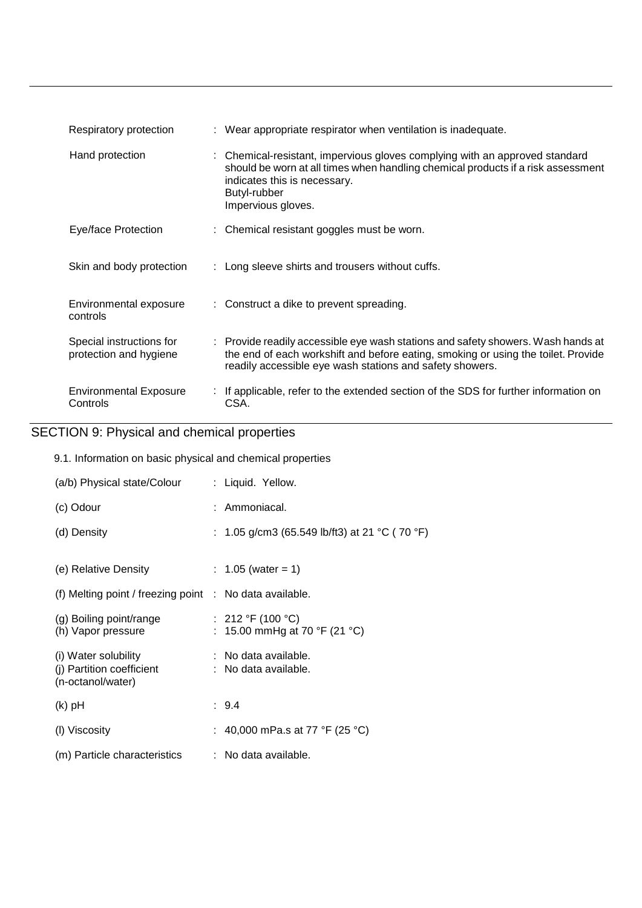| | |
|---|---|
| Respiratory protection | : Wear appropriate respirator when ventilation is inadequate. |
| Hand protection | : Chemical-resistant, impervious gloves complying with an approved standard should be worn at all times when handling chemical products if a risk assessment indicates this is necessary.<br>Butyl-rubber<br>Impervious gloves. |
| Eye/face Protection | : Chemical resistant goggles must be worn. |
| Skin and body protection | : Long sleeve shirts and trousers without cuffs. |
| Environmental exposure controls | : Construct a dike to prevent spreading. |
| Special instructions for protection and hygiene | : Provide readily accessible eye wash stations and safety showers. Wash hands at the end of each workshift and before eating, smoking or using the toilet. Provide readily accessible eye wash stations and safety showers. |
| Environmental Exposure Controls | : If applicable, refer to the extended section of the SDS for further information on CSA. |

## SECTION 9: Physical and chemical properties

9.1. Information on basic physical and chemical properties

| | |
|---|---|
| (a/b) Physical state/Colour | : Liquid. Yellow. |
| (c) Odour | : Ammoniacal. |
| (d) Density | : 1.05 g/cm3 (65.549 lb/ft3) at 21 °C ( 70 °F) |
| (e) Relative Density | : 1.05 (water = 1) |
| (f) Melting point / freezing point | : No data available. |
| (g) Boiling point/range | : 212 °F (100 °C) |
| (h) Vapor pressure | : 15.00 mmHg at 70 °F (21 °C) |
| (i) Water solubility | : No data available. |
| (j) Partition coefficient (n-octanol/water) | : No data available. |
| (k) pH | : 9.4 |
| (l) Viscosity | : 40,000 mPa.s at 77 °F (25 °C) |
| (m) Particle characteristics | : No data available. |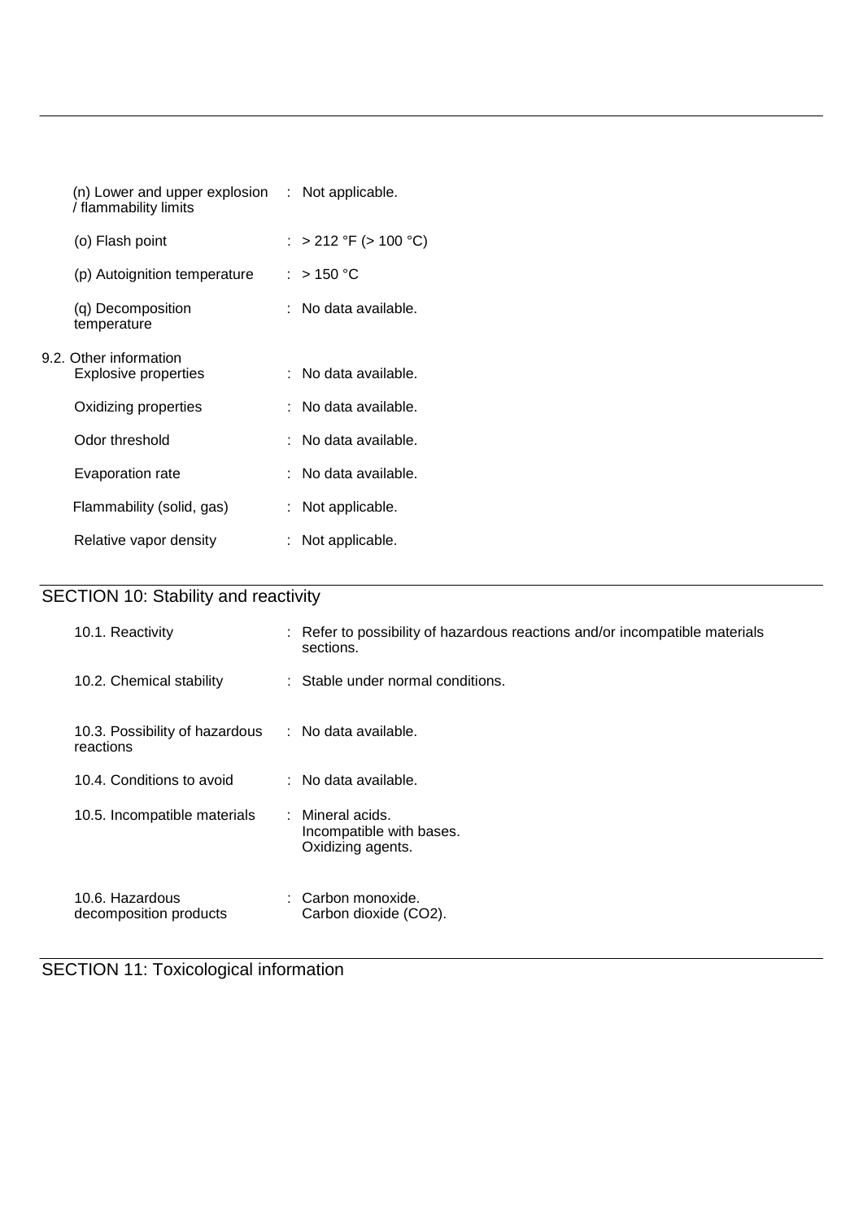| | | |
|---|---|---|
| (n) Lower and upper explosion / flammability limits | : | Not applicable. |
| (o) Flash point | : | > 212 °F (> 100 °C) |
| (p) Autoignition temperature | : | > 150 °C |
| (q) Decomposition temperature | : | No data available. |

9.2. Other information

| | | |
|---|---|---|
| Explosive properties | : | No data available. |
| Oxidizing properties | : | No data available. |
| Odor threshold | : | No data available. |
| Evaporation rate | : | No data available. |
| Flammability (solid, gas) | : | Not applicable. |
| Relative vapor density | : | Not applicable. |

## SECTION 10: Stability and reactivity

| | | |
|---|---|---|
| 10.1. Reactivity | : | Refer to possibility of hazardous reactions and/or incompatible materials sections. |
| 10.2. Chemical stability | : | Stable under normal conditions. |
| 10.3. Possibility of hazardous reactions | : | No data available. |
| 10.4. Conditions to avoid | : | No data available. |
| 10.5. Incompatible materials | : | Mineral acids.<br>Incompatible with bases.<br>Oxidizing agents. |
| 10.6. Hazardous decomposition products | : | Carbon monoxide.<br>Carbon dioxide ($CO_2$). |

## SECTION 11: Toxicological information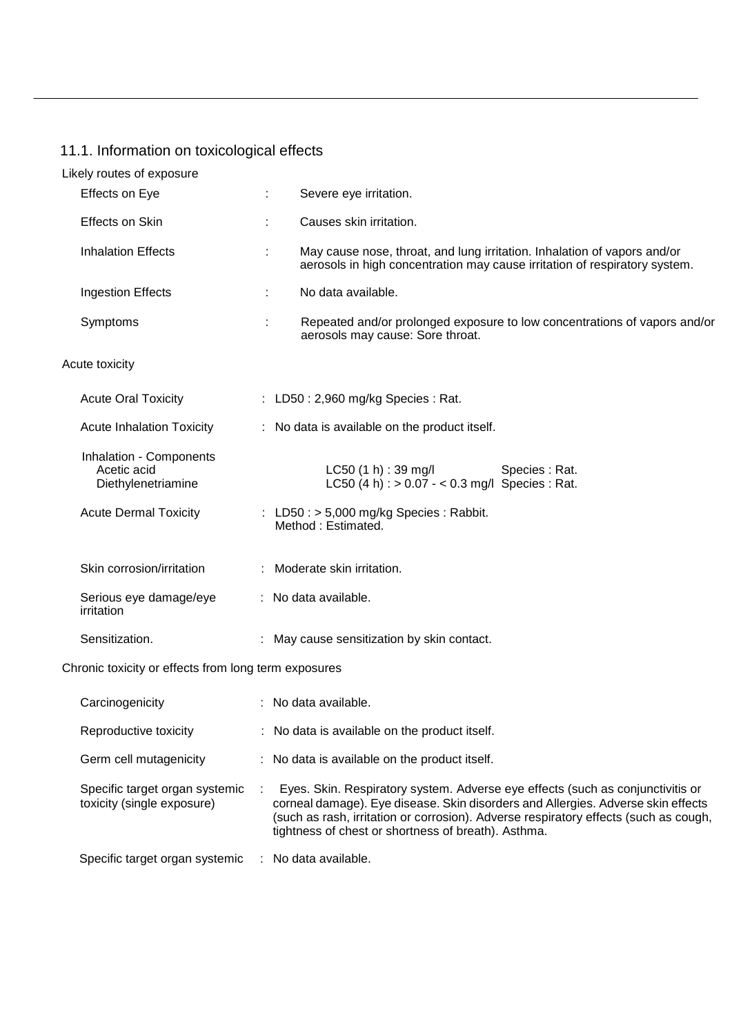## 11.1. Information on toxicological effects

Likely routes of exposure

| | | |
|---|---|---|
| Effects on Eye | : | Severe eye irritation. |
| Effects on Skin | : | Causes skin irritation. |
| Inhalation Effects | : | May cause nose, throat, and lung irritation. Inhalation of vapors and/or aerosols in high concentration may cause irritation of respiratory system. |
| Ingestion Effects | : | No data available. |
| Symptoms | : | Repeated and/or prolonged exposure to low concentrations of vapors and/or aerosols may cause: Sore throat. |

Acute toxicity

| | | |
|---|---|---|
| Acute Oral Toxicity | : | LD50 : 2,960 mg/kg Species : Rat. |
| Acute Inhalation Toxicity | : | No data is available on the product itself. |

Inhalation - Components

| | | |
|---|---|---|
| Acetic acid | LC50 (1 h) : 39 mg/l | Species : Rat. |
| Diethylenetriamine | LC50 (4 h) : > 0.07 - < 0.3 mg/l | Species : Rat. |

| | | |
|---|---|---|
| Acute Dermal Toxicity | : | LD50 : > 5,000 mg/kg Species : Rabbit. Method : Estimated. |
| Skin corrosion/irritation | : | Moderate skin irritation. |
| Serious eye damage/eye irritation | : | No data available. |
| Sensitization. | : | May cause sensitization by skin contact. |

Chronic toxicity or effects from long term exposures

| | | |
|---|---|---|
| Carcinogenicity | : | No data available. |
| Reproductive toxicity | : | No data is available on the product itself. |
| Germ cell mutagenicity | : | No data is available on the product itself. |
| Specific target organ systemic toxicity (single exposure) | : | Eyes. Skin. Respiratory system. Adverse eye effects (such as conjunctivitis or corneal damage). Eye disease. Skin disorders and Allergies. Adverse skin effects (such as rash, irritation or corrosion). Adverse respiratory effects (such as cough, tightness of chest or shortness of breath). Asthma. |
| Specific target organ systemic | : | No data available. |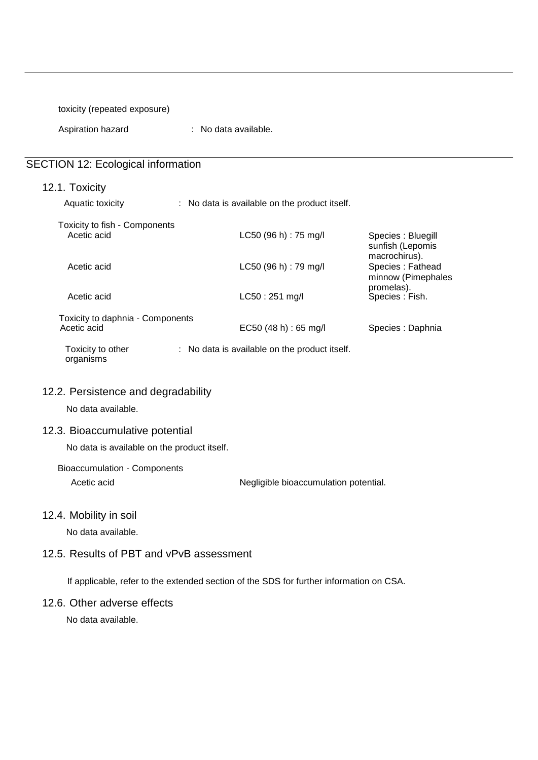toxicity (repeated exposure)

Aspiration hazard : No data available.

## SECTION 12: Ecological information

### 12.1. Toxicity

Aquatic toxicity : No data is available on the product itself.

Toxicity to fish - Components

| | | |
|---|---|---|
| Acetic acid | LC50 (96 h) : 75 mg/l | Species : Bluegill sunfish (Lepomis macrochirus). |
| Acetic acid | LC50 (96 h) : 79 mg/l | Species : Fathead minnow (Pimephales promelas). |
| Acetic acid | LC50 : 251 mg/l | Species : Fish. |

Toxicity to daphnia - Components

| | | |
|---|---|---|
| Acetic acid | EC50 (48 h) : 65 mg/l | Species : Daphnia |

Toxicity to other organisms : No data is available on the product itself.

### 12.2. Persistence and degradability

No data available.

### 12.3. Bioaccumulative potential

No data is available on the product itself.

Bioaccumulation - Components

| | |
|---|---|
| Acetic acid | Negligible bioaccumulation potential. |

### 12.4. Mobility in soil

No data available.

### 12.5. Results of PBT and vPvB assessment

If applicable, refer to the extended section of the SDS for further information on CSA.

### 12.6. Other adverse effects

No data available.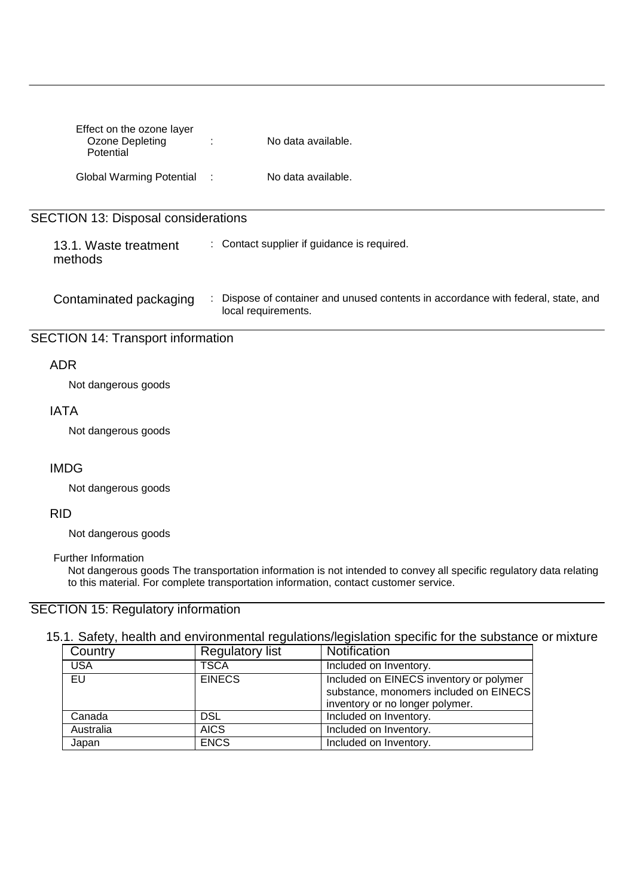Effect on the ozone layer

Ozone Depleting Potential : No data available.

Global Warming Potential : No data available.

## SECTION 13: Disposal considerations

13.1. Waste treatment methods : Contact supplier if guidance is required.

Contaminated packaging : Dispose of container and unused contents in accordance with federal, state, and local requirements.

## SECTION 14: Transport information

### ADR

Not dangerous goods

### IATA

Not dangerous goods

### IMDG

Not dangerous goods

### RID

Not dangerous goods

Further Information

Not dangerous goods The transportation information is not intended to convey all specific regulatory data relating to this material. For complete transportation information, contact customer service.

## SECTION 15: Regulatory information

### 15.1. Safety, health and environmental regulations/legislation specific for the substance or mixture

| Country | Regulatory list | Notification |
|---|---|---|
| USA | TSCA | Included on Inventory. |
| EU | EINECS | Included on EINECS inventory or polymer substance, monomers included on EINECS inventory or no longer polymer. |
| Canada | DSL | Included on Inventory. |
| Australia | AICS | Included on Inventory. |
| Japan | ENCS | Included on Inventory. |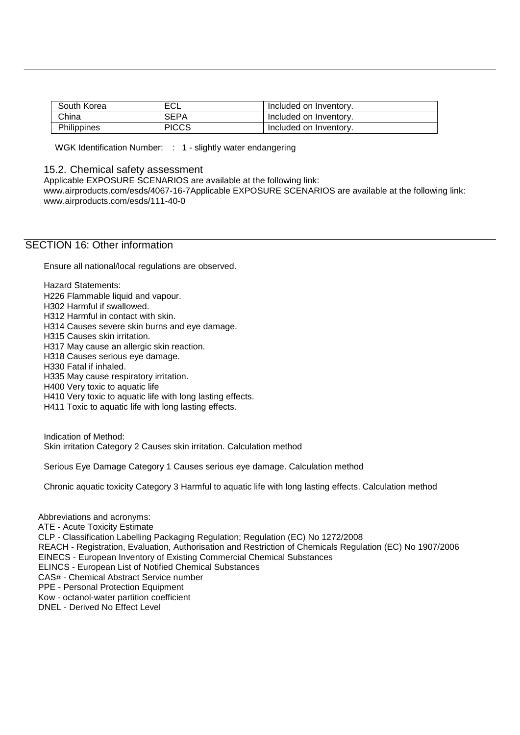| South Korea | ECL | Included on Inventory. |
|---|---|---|
| China | SEPA | Included on Inventory. |
| Philippines | PICCS | Included on Inventory. |

WGK Identification Number: : 1 - slightly water endangering

### 15.2. Chemical safety assessment

Applicable EXPOSURE SCENARIOS are available at the following link:
www.airproducts.com/esds/4067-16-7Applicable EXPOSURE SCENARIOS are available at the following link:
www.airproducts.com/esds/111-40-0

## SECTION 16: Other information

Ensure all national/local regulations are observed.

Hazard Statements:
H226 Flammable liquid and vapour.
H302 Harmful if swallowed.
H312 Harmful in contact with skin.
H314 Causes severe skin burns and eye damage.
H315 Causes skin irritation.
H317 May cause an allergic skin reaction.
H318 Causes serious eye damage.
H330 Fatal if inhaled.
H335 May cause respiratory irritation.
H400 Very toxic to aquatic life
H410 Very toxic to aquatic life with long lasting effects.
H411 Toxic to aquatic life with long lasting effects.

Indication of Method:
Skin irritation Category 2 Causes skin irritation. Calculation method

Serious Eye Damage Category 1 Causes serious eye damage. Calculation method

Chronic aquatic toxicity Category 3 Harmful to aquatic life with long lasting effects. Calculation method

Abbreviations and acronyms:
ATE - Acute Toxicity Estimate
CLP - Classification Labelling Packaging Regulation; Regulation (EC) No 1272/2008
REACH - Registration, Evaluation, Authorisation and Restriction of Chemicals Regulation (EC) No 1907/2006
EINECS - European Inventory of Existing Commercial Chemical Substances
ELINCS - European List of Notified Chemical Substances
CAS# - Chemical Abstract Service number
PPE - Personal Protection Equipment
Kow - octanol-water partition coefficient
DNEL - Derived No Effect Level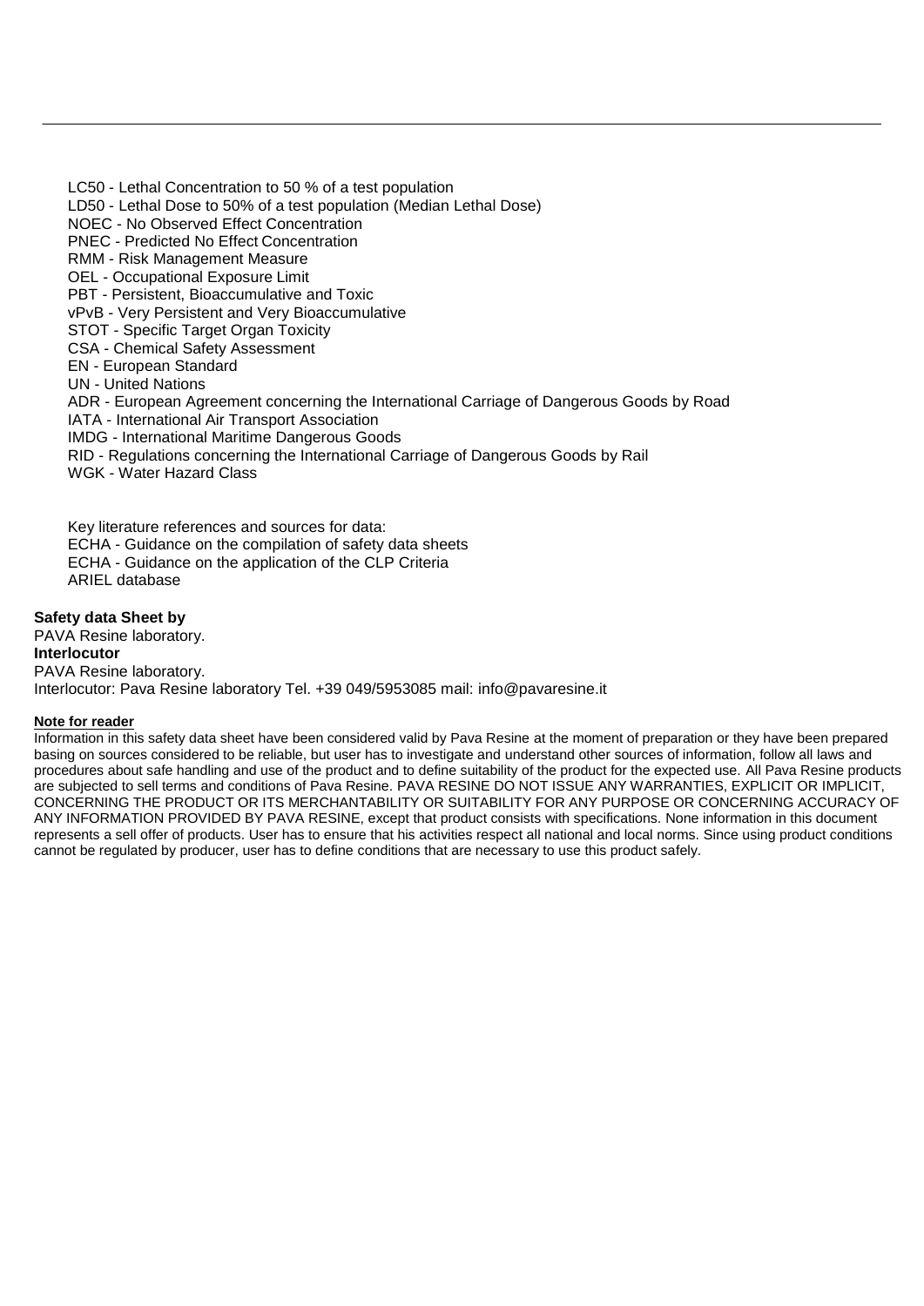LC50 - Lethal Concentration to 50 % of a test population
LD50 - Lethal Dose to 50% of a test population (Median Lethal Dose)
NOEC - No Observed Effect Concentration
PNEC - Predicted No Effect Concentration
RMM - Risk Management Measure
OEL - Occupational Exposure Limit
PBT - Persistent, Bioaccumulative and Toxic
vPvB - Very Persistent and Very Bioaccumulative
STOT - Specific Target Organ Toxicity
CSA - Chemical Safety Assessment
EN - European Standard
UN - United Nations
ADR - European Agreement concerning the International Carriage of Dangerous Goods by Road
IATA - International Air Transport Association
IMDG - International Maritime Dangerous Goods
RID - Regulations concerning the International Carriage of Dangerous Goods by Rail
WGK - Water Hazard Class

Key literature references and sources for data:
ECHA - Guidance on the compilation of safety data sheets
ECHA - Guidance on the application of the CLP Criteria
ARIEL database

**Safety data Sheet by**
PAVA Resine laboratory.
**Interlocutor**
PAVA Resine laboratory.
Interlocutor: Pava Resine laboratory Tel. +39 049/5953085 mail: info@pavaresine.it

**Note for reader**

Information in this safety data sheet have been considered valid by Pava Resine at the moment of preparation or they have been prepared basing on sources considered to be reliable, but user has to investigate and understand other sources of information, follow all laws and procedures about safe handling and use of the product and to define suitability of the product for the expected use. All Pava Resine products are subjected to sell terms and conditions of Pava Resine. PAVA RESINE DO NOT ISSUE ANY WARRANTIES, EXPLICIT OR IMPLICIT, CONCERNING THE PRODUCT OR ITS MERCHANTABILITY OR SUITABILITY FOR ANY PURPOSE OR CONCERNING ACCURACY OF ANY INFORMATION PROVIDED BY PAVA RESINE, except that product consists with specifications. None information in this document represents a sell offer of products. User has to ensure that his activities respect all national and local norms. Since using product conditions cannot be regulated by producer, user has to define conditions that are necessary to use this product safely.